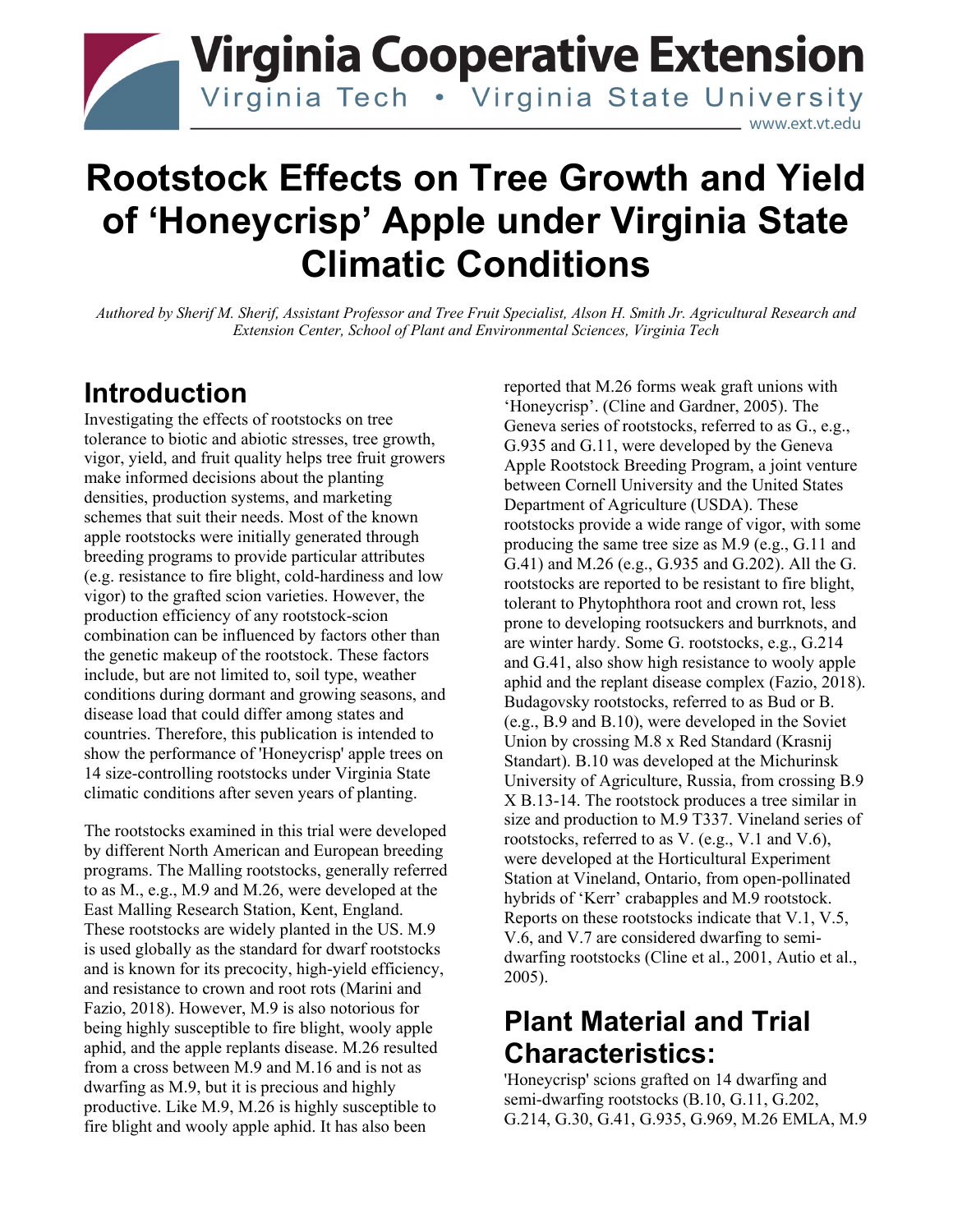Virginia Cooperative Extension

Virginia Tech • Virginia State University

www.ext.vt.edu

# Rootstock Effects on Tree Growth and Yield of 'Honeycrisp' Apple under Virginia State Climatic Conditions

*Authored by Sherif M. Sherif, Assistant Professor and Tree Fruit Specialist, Alson H. Smith Jr. Agricultural Research and Extension Center, School of Plant and Environmental Sciences, Virginia Tech*

## Introduction

Investigating the effects of rootstocks on tree tolerance to biotic and abiotic stresses, tree growth, vigor, yield, and fruit quality helps tree fruit growers make informed decisions about the planting densities, production systems, and marketing schemes that suit their needs. Most of the known apple rootstocks were initially generated through breeding programs to provide particular attributes (e.g. resistance to fire blight, cold-hardiness and low vigor) to the grafted scion varieties. However, the production efficiency of any rootstock-scion combination can be influenced by factors other than the genetic makeup of the rootstock. These factors include, but are not limited to, soil type, weather conditions during dormant and growing seasons, and disease load that could differ among states and countries. Therefore, this publication is intended to show the performance of 'Honeycrisp' apple trees on 14 size-controlling rootstocks under Virginia State climatic conditions after seven years of planting.

The rootstocks examined in this trial were developed by different North American and European breeding programs. The Malling rootstocks, generally referred to as M., e.g., M.9 and M.26, were developed at the East Malling Research Station, Kent, England. These rootstocks are widely planted in the US. M.9 is used globally as the standard for dwarf rootstocks and is known for its precocity, high-yield efficiency, and resistance to crown and root rots (Marini and Fazio, 2018). However, M.9 is also notorious for being highly susceptible to fire blight, wooly apple aphid, and the apple replants disease. M.26 resulted from a cross between M.9 and M.16 and is not as dwarfing as M.9, but it is precious and highly productive. Like M.9, M.26 is highly susceptible to fire blight and wooly apple aphid. It has also been reported that M.26 forms weak graft unions with 'Honeycrisp'. (Cline and Gardner, 2005). The Geneva series of rootstocks, referred to as G., e.g., G.935 and G.11, were developed by the Geneva Apple Rootstock Breeding Program, a joint venture between Cornell University and the United States Department of Agriculture (USDA). These rootstocks provide a wide range of vigor, with some producing the same tree size as M.9 (e.g., G.11 and G.41) and M.26 (e.g., G.935 and G.202). All the G. rootstocks are reported to be resistant to fire blight, tolerant to Phytophthora root and crown rot, less prone to developing rootsuckers and burrknots, and are winter hardy. Some G. rootstocks, e.g., G.214 and G.41, also show high resistance to wooly apple aphid and the replant disease complex (Fazio, 2018). Budagovsky rootstocks, referred to as Bud or B. (e.g., B.9 and B.10), were developed in the Soviet Union by crossing M.8 x Red Standard (Krasnij Standart). B.10 was developed at the Michurinsk University of Agriculture, Russia, from crossing B.9 X B.13-14. The rootstock produces a tree similar in size and production to M.9 T337. Vineland series of rootstocks, referred to as V. (e.g., V.1 and V.6), were developed at the Horticultural Experiment Station at Vineland, Ontario, from open-pollinated hybrids of 'Kerr' crabapples and M.9 rootstock. Reports on these rootstocks indicate that V.1, V.5, V.6, and V.7 are considered dwarfing to semi-dwarfing rootstocks (Cline et al., 2001, Autio et al., 2005).

## Plant Material and Trial Characteristics:

'Honeycrisp' scions grafted on 14 dwarfing and semi-dwarfing rootstocks (B.10, G.11, G.202, G.214, G.30, G.41, G.935, G.969, M.26 EMLA, M.9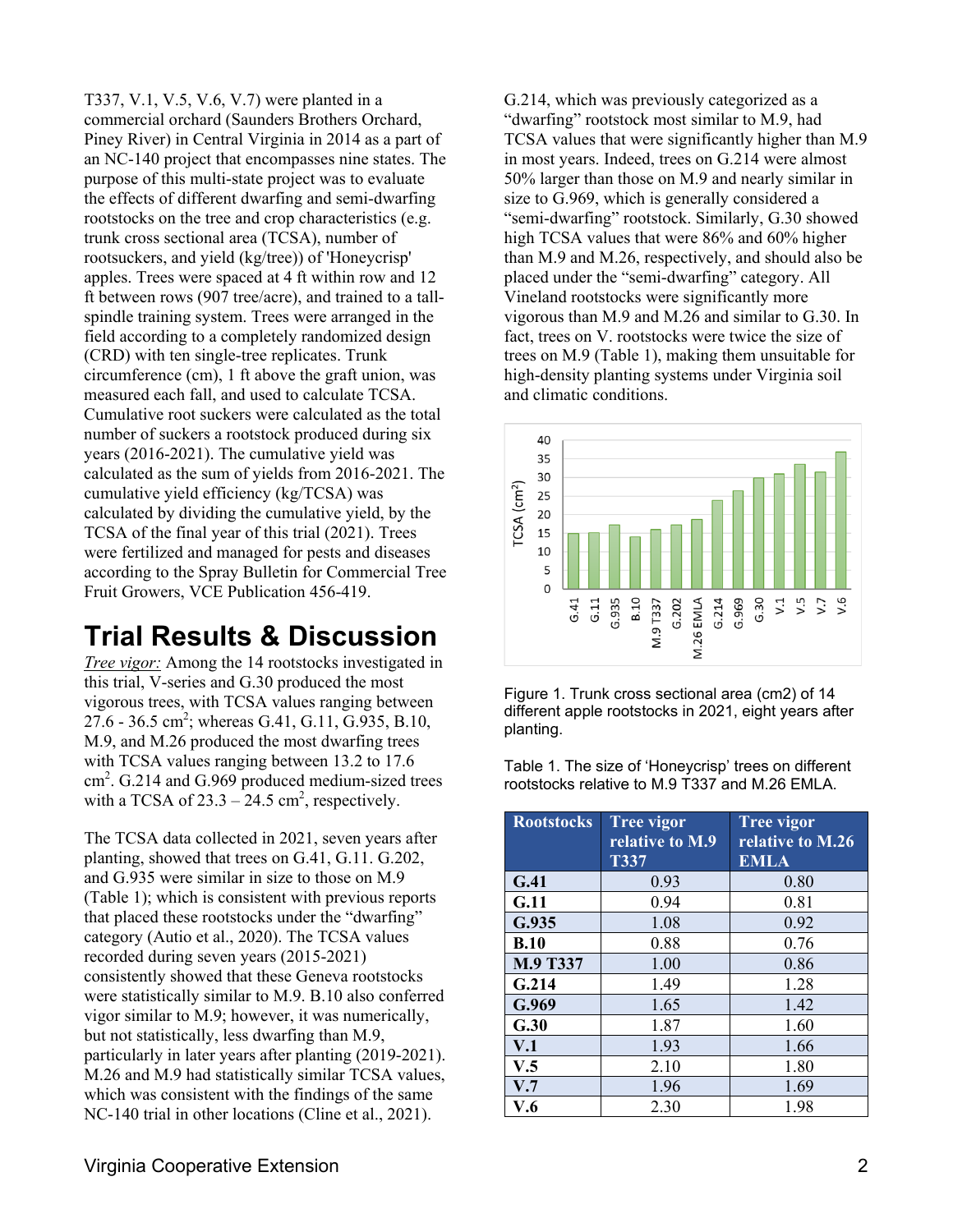T337, V.1, V.5, V.6, V.7) were planted in a commercial orchard (Saunders Brothers Orchard, Piney River) in Central Virginia in 2014 as a part of an NC-140 project that encompasses nine states. The purpose of this multi-state project was to evaluate the effects of different dwarfing and semi-dwarfing rootstocks on the tree and crop characteristics (e.g. trunk cross sectional area (TCSA), number of rootsuckers, and yield (kg/tree)) of 'Honeycrisp' apples. Trees were spaced at 4 ft within row and 12 ft between rows (907 tree/acre), and trained to a tall-spindle training system. Trees were arranged in the field according to a completely randomized design (CRD) with ten single-tree replicates. Trunk circumference (cm), 1 ft above the graft union, was measured each fall, and used to calculate TCSA. Cumulative root suckers were calculated as the total number of suckers a rootstock produced during six years (2016-2021). The cumulative yield was calculated as the sum of yields from 2016-2021. The cumulative yield efficiency (kg/TCSA) was calculated by dividing the cumulative yield, by the TCSA of the final year of this trial (2021). Trees were fertilized and managed for pests and diseases according to the Spray Bulletin for Commercial Tree Fruit Growers, VCE Publication 456-419.

# Trial Results & Discussion

*Tree vigor:* Among the 14 rootstocks investigated in this trial, V-series and G.30 produced the most vigorous trees, with TCSA values ranging between 27.6 - 36.5 $cm^2$; whereas G.41, G.11, G.935, B.10, M.9, and M.26 produced the most dwarfing trees with TCSA values ranging between 13.2 to 17.6 $cm^2$. G.214 and G.969 produced medium-sized trees with a TCSA of 23.3 – 24.5 $cm^2$, respectively.

The TCSA data collected in 2021, seven years after planting, showed that trees on G.41, G.11. G.202, and G.935 were similar in size to those on M.9 (Table 1); which is consistent with previous reports that placed these rootstocks under the "dwarfing" category (Autio et al., 2020). The TCSA values recorded during seven years (2015-2021) consistently showed that these Geneva rootstocks were statistically similar to M.9. B.10 also conferred vigor similar to M.9; however, it was numerically, but not statistically, less dwarfing than M.9, particularly in later years after planting (2019-2021). M.26 and M.9 had statistically similar TCSA values, which was consistent with the findings of the same NC-140 trial in other locations (Cline et al., 2021).

G.214, which was previously categorized as a "dwarfing" rootstock most similar to M.9, had TCSA values that were significantly higher than M.9 in most years. Indeed, trees on G.214 were almost 50% larger than those on M.9 and nearly similar in size to G.969, which is generally considered a "semi-dwarfing" rootstock. Similarly, G.30 showed high TCSA values that were 86% and 60% higher than M.9 and M.26, respectively, and should also be placed under the "semi-dwarfing" category. All Vineland rootstocks were significantly more vigorous than M.9 and M.26 and similar to G.30. In fact, trees on V. rootstocks were twice the size of trees on M.9 (Table 1), making them unsuitable for high-density planting systems under Virginia soil and climatic conditions.

Figure 1. Trunk cross sectional area (cm2) of 14 different apple rootstocks in 2021, eight years after planting.

Table 1. The size of 'Honeycrisp' trees on different rootstocks relative to M.9 T337 and M.26 EMLA.

| Rootstocks | Tree vigor relative to M.9 T337 | Tree vigor relative to M.26 EMLA |
|---|---|---|
| **G.41** | 0.93 | 0.80 |
| **G.11** | 0.94 | 0.81 |
| **G.935** | 1.08 | 0.92 |
| **B.10** | 0.88 | 0.76 |
| **M.9 T337** | 1.00 | 0.86 |
| **G.214** | 1.49 | 1.28 |
| **G.969** | 1.65 | 1.42 |
| **G.30** | 1.87 | 1.60 |
| **V.1** | 1.93 | 1.66 |
| **V.5** | 2.10 | 1.80 |
| **V.7** | 1.96 | 1.69 |
| **V.6** | 2.30 | 1.98 |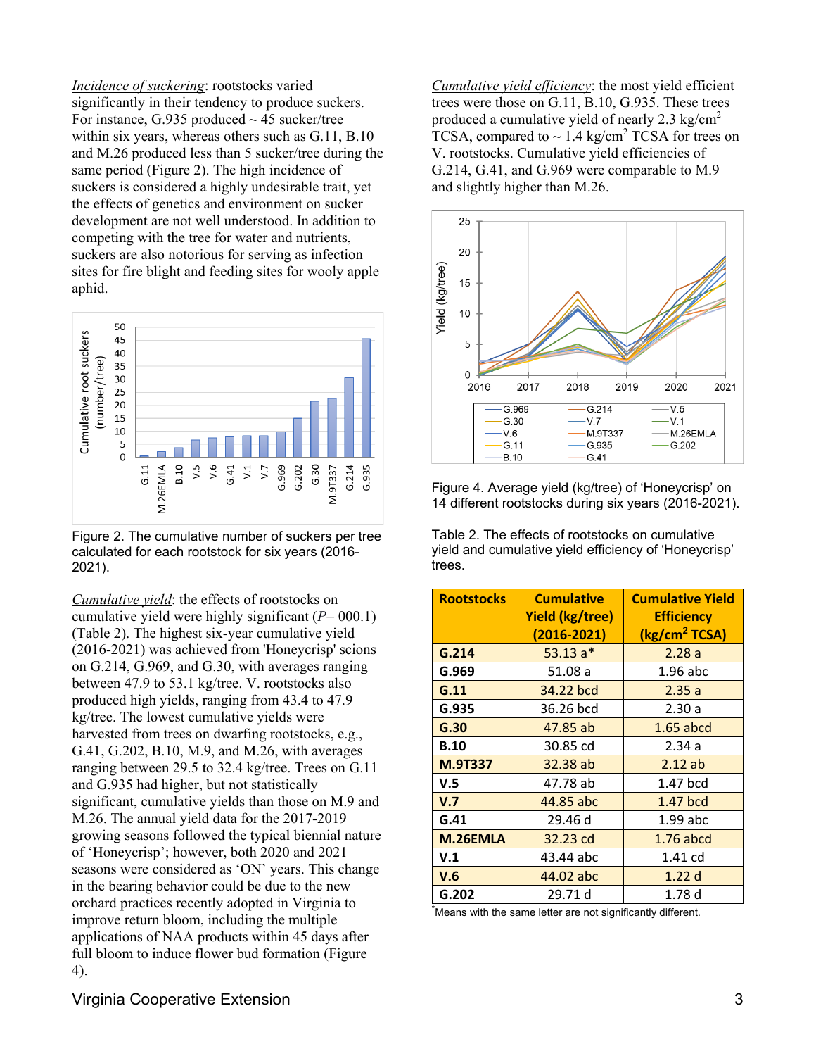*Incidence of suckering*: rootstocks varied significantly in their tendency to produce suckers. For instance, G.935 produced ~ 45 sucker/tree within six years, whereas others such as G.11, B.10 and M.26 produced less than 5 sucker/tree during the same period (Figure 2). The high incidence of suckers is considered a highly undesirable trait, yet the effects of genetics and environment on sucker development are not well understood. In addition to competing with the tree for water and nutrients, suckers are also notorious for serving as infection sites for fire blight and feeding sites for wooly apple aphid.

Figure 2. The cumulative number of suckers per tree calculated for each rootstock for six years (2016-2021).

*Cumulative yield*: the effects of rootstocks on cumulative yield were highly significant ($P$= 000.1) (Table 2). The highest six-year cumulative yield (2016-2021) was achieved from 'Honeycrisp' scions on G.214, G.969, and G.30, with averages ranging between 47.9 to 53.1 kg/tree. V. rootstocks also produced high yields, ranging from 43.4 to 47.9 kg/tree. The lowest cumulative yields were harvested from trees on dwarfing rootstocks, e.g., G.41, G.202, B.10, M.9, and M.26, with averages ranging between 29.5 to 32.4 kg/tree. Trees on G.11 and G.935 had higher, but not statistically significant, cumulative yields than those on M.9 and M.26. The annual yield data for the 2017-2019 growing seasons followed the typical biennial nature of 'Honeycrisp'; however, both 2020 and 2021 seasons were considered as 'ON' years. This change in the bearing behavior could be due to the new orchard practices recently adopted in Virginia to improve return bloom, including the multiple applications of NAA products within 45 days after full bloom to induce flower bud formation (Figure 4).

*Cumulative yield efficiency*: the most yield efficient trees were those on G.11, B.10, G.935. These trees produced a cumulative yield of nearly 2.3 kg/cm$^2$ TCSA, compared to ~ 1.4 kg/cm$^2$ TCSA for trees on V. rootstocks. Cumulative yield efficiencies of G.214, G.41, and G.969 were comparable to M.9 and slightly higher than M.26.

Figure 4. Average yield (kg/tree) of 'Honeycrisp' on 14 different rootstocks during six years (2016-2021).

Table 2. The effects of rootstocks on cumulative yield and cumulative yield efficiency of 'Honeycrisp' trees.

| Rootstocks | Cumulative Yield (kg/tree) (2016-2021) | Cumulative Yield Efficiency (kg/cm$^2$ TCSA) |
|---|---|---|
| G.214 | 53.13 a* | 2.28 a |
| G.969 | 51.08 a | 1.96 abc |
| G.11 | 34.22 bcd | 2.35 a |
| G.935 | 36.26 bcd | 2.30 a |
| G.30 | 47.85 ab | 1.65 abcd |
| B.10 | 30.85 cd | 2.34 a |
| M.9T337 | 32.38 ab | 2.12 ab |
| V.5 | 47.78 ab | 1.47 bcd |
| V.7 | 44.85 abc | 1.47 bcd |
| G.41 | 29.46 d | 1.99 abc |
| M.26EMLA | 32.23 cd | 1.76 abcd |
| V.1 | 43.44 abc | 1.41 cd |
| V.6 | 44.02 abc | 1.22 d |
| G.202 | 29.71 d | 1.78 d |

*Means with the same letter are not significantly different.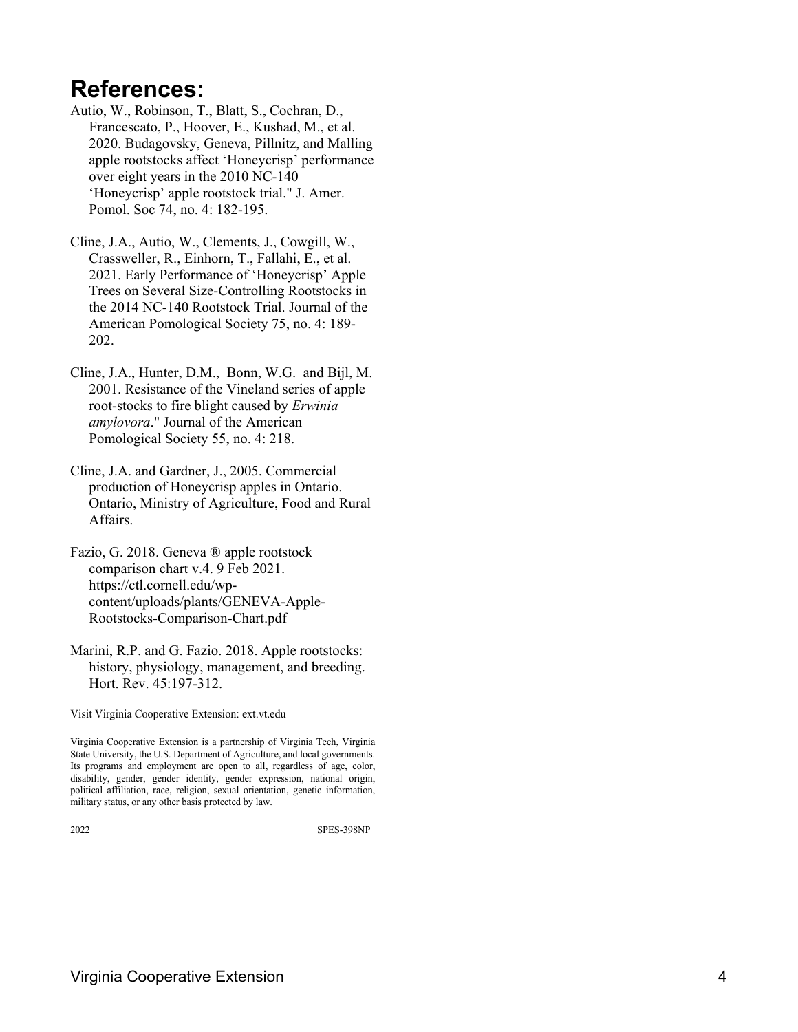# References:

Autio, W., Robinson, T., Blatt, S., Cochran, D., Francescato, P., Hoover, E., Kushad, M., et al. 2020. Budagovsky, Geneva, Pillnitz, and Malling apple rootstocks affect 'Honeycrisp' performance over eight years in the 2010 NC-140 'Honeycrisp' apple rootstock trial." J. Amer. Pomol. Soc 74, no. 4: 182-195.

Cline, J.A., Autio, W., Clements, J., Cowgill, W., Crassweller, R., Einhorn, T., Fallahi, E., et al. 2021. Early Performance of 'Honeycrisp' Apple Trees on Several Size-Controlling Rootstocks in the 2014 NC-140 Rootstock Trial. Journal of the American Pomological Society 75, no. 4: 189-202.

Cline, J.A., Hunter, D.M., Bonn, W.G. and Bijl, M. 2001. Resistance of the Vineland series of apple root-stocks to fire blight caused by *Erwinia amylovora*." Journal of the American Pomological Society 55, no. 4: 218.

Cline, J.A. and Gardner, J., 2005. Commercial production of Honeycrisp apples in Ontario. Ontario, Ministry of Agriculture, Food and Rural Affairs.

Fazio, G. 2018. Geneva ® apple rootstock comparison chart v.4. 9 Feb 2021. https://ctl.cornell.edu/wp-content/uploads/plants/GENEVA-Apple-Rootstocks-Comparison-Chart.pdf

Marini, R.P. and G. Fazio. 2018. Apple rootstocks: history, physiology, management, and breeding. Hort. Rev. 45:197-312.

Visit Virginia Cooperative Extension: ext.vt.edu

Virginia Cooperative Extension is a partnership of Virginia Tech, Virginia State University, the U.S. Department of Agriculture, and local governments. Its programs and employment are open to all, regardless of age, color, disability, gender, gender identity, gender expression, national origin, political affiliation, race, religion, sexual orientation, genetic information, military status, or any other basis protected by law.

2022 SPES-398NP